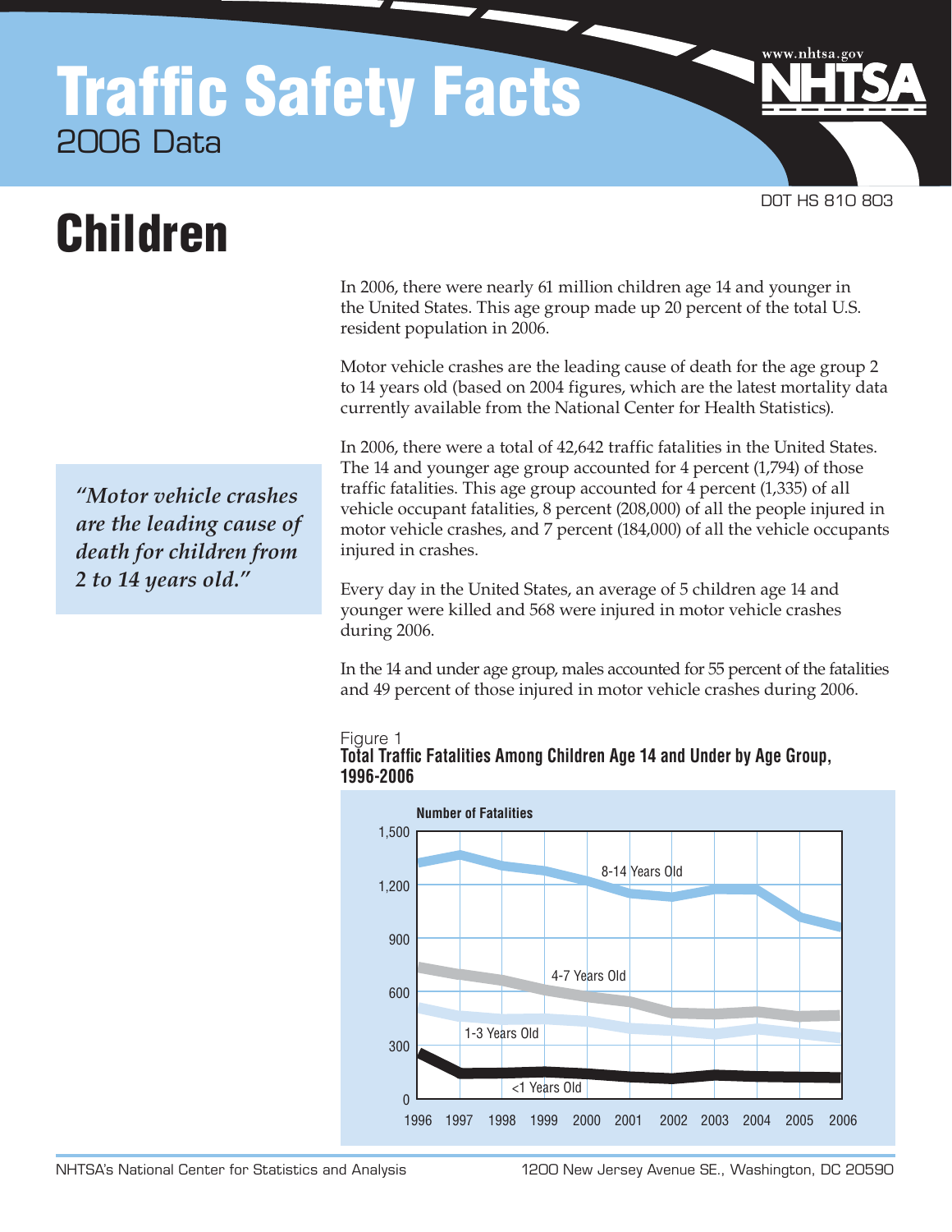# Traffic Safety Facts

2006 Data

DOT HS 810 803

# Children

In 2006, there were nearly 61 million children age 14 and younger in the United States. This age group made up 20 percent of the total U.S. resident population in 2006.

Motor vehicle crashes are the leading cause of death for the age group 2 to 14 years old (based on 2004 figures, which are the latest mortality data currently available from the National Center for Health Statistics).

*"Motor vehicle crashes are the leading cause of death for children from 2 to 14 years old."*

In 2006, there were a total of 42,642 traffic fatalities in the United States. The 14 and younger age group accounted for 4 percent (1,794) of those traffic fatalities. This age group accounted for 4 percent (1,335) of all vehicle occupant fatalities, 8 percent (208,000) of all the people injured in motor vehicle crashes, and 7 percent (184,000) of all the vehicle occupants injured in crashes.

Every day in the United States, an average of 5 children age 14 and younger were killed and 568 were injured in motor vehicle crashes during 2006.

In the 14 and under age group, males accounted for 55 percent of the fatalities and 49 percent of those injured in motor vehicle crashes during 2006.

Figure 1
**Total Traffic Fatalities Among Children Age 14 and Under by Age Group, 1996-2006**

Number of Fatalities

Series: 8-14 Years Old; 4-7 Years Old; 1-3 Years Old; <1 Years Old

Years: 1996, 1997, 1998, 1999, 2000, 2001, 2002, 2003, 2004, 2005, 2006

Y-axis: 0, 300, 600, 900, 1,200, 1,500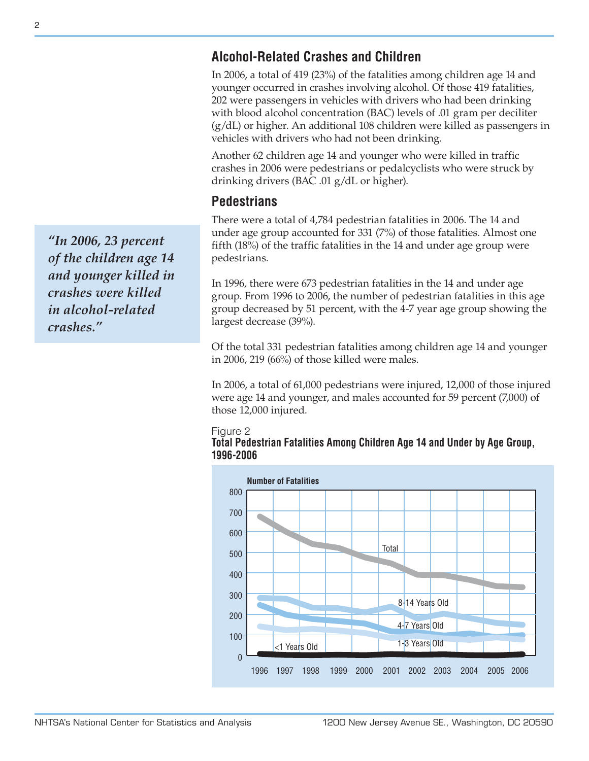## Alcohol-Related Crashes and Children

In 2006, a total of 419 (23%) of the fatalities among children age 14 and younger occurred in crashes involving alcohol. Of those 419 fatalities, 202 were passengers in vehicles with drivers who had been drinking with blood alcohol concentration (BAC) levels of .01 gram per deciliter (g/dL) or higher. An additional 108 children were killed as passengers in vehicles with drivers who had not been drinking.

Another 62 children age 14 and younger who were killed in traffic crashes in 2006 were pedestrians or pedalcyclists who were struck by drinking drivers (BAC .01 g/dL or higher).

> *"In 2006, 23 percent of the children age 14 and younger killed in crashes were killed in alcohol-related crashes."*

## Pedestrians

There were a total of 4,784 pedestrian fatalities in 2006. The 14 and under age group accounted for 331 (7%) of those fatalities. Almost one fifth (18%) of the traffic fatalities in the 14 and under age group were pedestrians.

In 1996, there were 673 pedestrian fatalities in the 14 and under age group. From 1996 to 2006, the number of pedestrian fatalities in this age group decreased by 51 percent, with the 4-7 year age group showing the largest decrease (39%).

Of the total 331 pedestrian fatalities among children age 14 and younger in 2006, 219 (66%) of those killed were males.

In 2006, a total of 61,000 pedestrians were injured, 12,000 of those injured were age 14 and younger, and males accounted for 59 percent (7,000) of those 12,000 injured.

Figure 2
**Total Pedestrian Fatalities Among Children Age 14 and Under by Age Group, 1996-2006**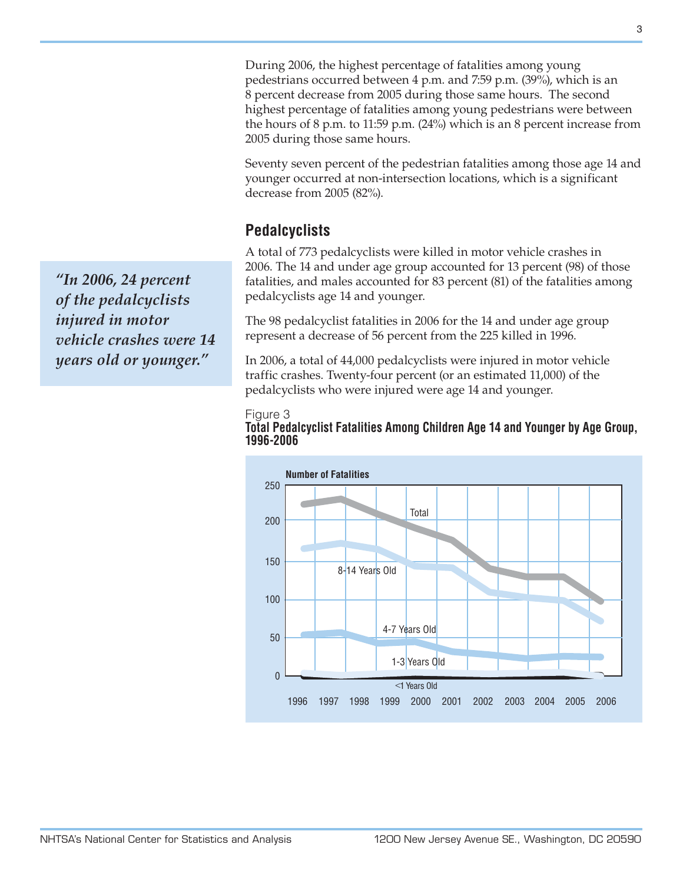During 2006, the highest percentage of fatalities among young pedestrians occurred between 4 p.m. and 7:59 p.m. (39%), which is an 8 percent decrease from 2005 during those same hours. The second highest percentage of fatalities among young pedestrians were between the hours of 8 p.m. to 11:59 p.m. (24%) which is an 8 percent increase from 2005 during those same hours.

Seventy seven percent of the pedestrian fatalities among those age 14 and younger occurred at non-intersection locations, which is a significant decrease from 2005 (82%).

## Pedalcyclists

A total of 773 pedalcyclists were killed in motor vehicle crashes in 2006. The 14 and under age group accounted for 13 percent (98) of those fatalities, and males accounted for 83 percent (81) of the fatalities among pedalcyclists age 14 and younger.

> *"In 2006, 24 percent of the pedalcyclists injured in motor vehicle crashes were 14 years old or younger."*

The 98 pedalcyclist fatalities in 2006 for the 14 and under age group represent a decrease of 56 percent from the 225 killed in 1996.

In 2006, a total of 44,000 pedalcyclists were injured in motor vehicle traffic crashes. Twenty-four percent (or an estimated 11,000) of the pedalcyclists who were injured were age 14 and younger.

Figure 3
**Total Pedalcyclist Fatalities Among Children Age 14 and Younger by Age Group, 1996-2006**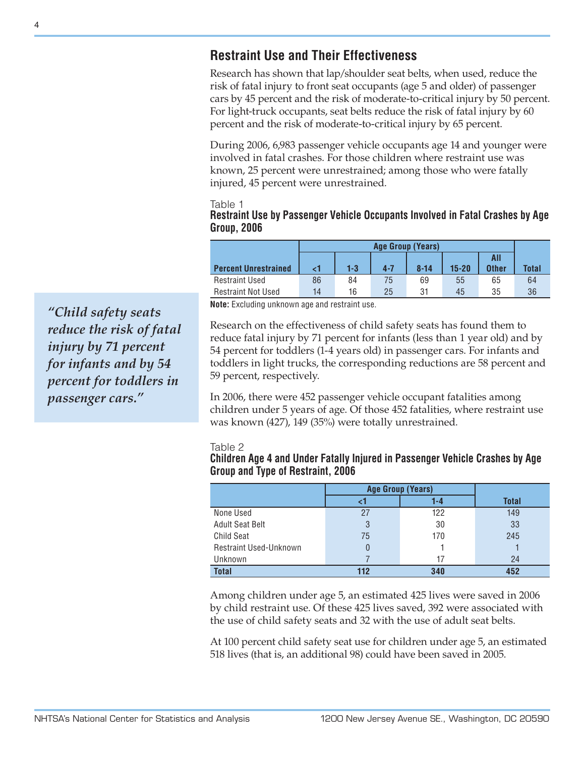## Restraint Use and Their Effectiveness

Research has shown that lap/shoulder seat belts, when used, reduce the risk of fatal injury to front seat occupants (age 5 and older) of passenger cars by 45 percent and the risk of moderate-to-critical injury by 50 percent. For light-truck occupants, seat belts reduce the risk of fatal injury by 60 percent and the risk of moderate-to-critical injury by 65 percent.

During 2006, 6,983 passenger vehicle occupants age 14 and younger were involved in fatal crashes. For those children where restraint use was known, 25 percent were unrestrained; among those who were fatally injured, 45 percent were unrestrained.

Table 1
**Restraint Use by Passenger Vehicle Occupants Involved in Fatal Crashes by Age Group, 2006**

| | Age Group (Years) | | | | | | |
|---|---|---|---|---|---|---|---|
| **Percent Unrestrained** | **<1** | **1-3** | **4-7** | **8-14** | **15-20** | **All Other** | **Total** |
| Restraint Used | 86 | 84 | 75 | 69 | 55 | 65 | 64 |
| Restraint Not Used | 14 | 16 | 25 | 31 | 45 | 35 | 36 |

**Note:** Excluding unknown age and restraint use.

*"Child safety seats reduce the risk of fatal injury by 71 percent for infants and by 54 percent for toddlers in passenger cars."*

Research on the effectiveness of child safety seats has found them to reduce fatal injury by 71 percent for infants (less than 1 year old) and by 54 percent for toddlers (1-4 years old) in passenger cars. For infants and toddlers in light trucks, the corresponding reductions are 58 percent and 59 percent, respectively.

In 2006, there were 452 passenger vehicle occupant fatalities among children under 5 years of age. Of those 452 fatalities, where restraint use was known (427), 149 (35%) were totally unrestrained.

Table 2
**Children Age 4 and Under Fatally Injured in Passenger Vehicle Crashes by Age Group and Type of Restraint, 2006**

| | Age Group (Years) | | |
|---|---|---|---|
| | **<1** | **1-4** | **Total** |
| None Used | 27 | 122 | 149 |
| Adult Seat Belt | 3 | 30 | 33 |
| Child Seat | 75 | 170 | 245 |
| Restraint Used-Unknown | 0 | 1 | 1 |
| Unknown | 7 | 17 | 24 |
| **Total** | **112** | **340** | **452** |

Among children under age 5, an estimated 425 lives were saved in 2006 by child restraint use. Of these 425 lives saved, 392 were associated with the use of child safety seats and 32 with the use of adult seat belts.

At 100 percent child safety seat use for children under age 5, an estimated 518 lives (that is, an additional 98) could have been saved in 2005.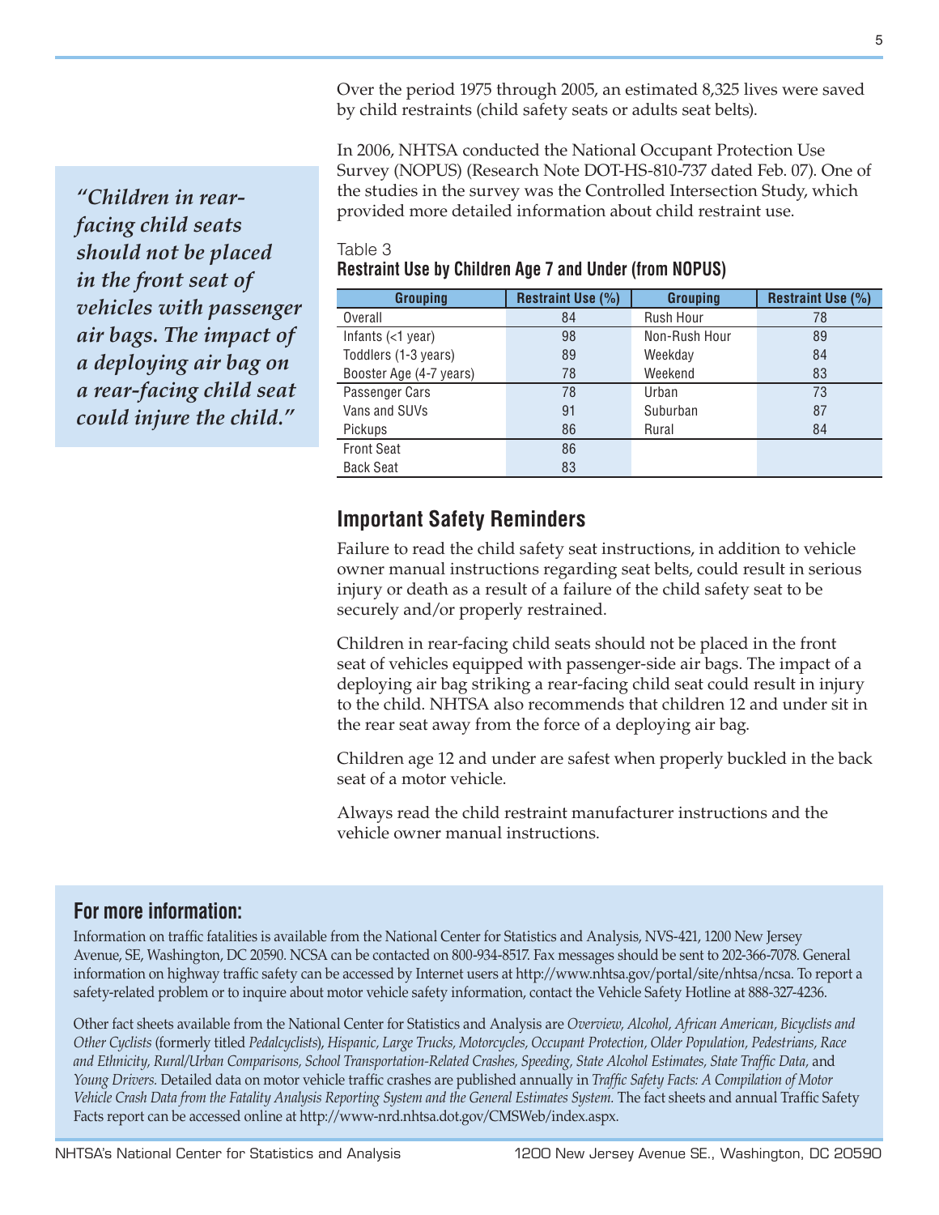Over the period 1975 through 2005, an estimated 8,325 lives were saved by child restraints (child safety seats or adults seat belts).

> *"Children in rear-facing child seats should not be placed in the front seat of vehicles with passenger air bags. The impact of a deploying air bag on a rear-facing child seat could injure the child."*

In 2006, NHTSA conducted the National Occupant Protection Use Survey (NOPUS) (Research Note DOT-HS-810-737 dated Feb. 07). One of the studies in the survey was the Controlled Intersection Study, which provided more detailed information about child restraint use.

Table 3
**Restraint Use by Children Age 7 and Under (from NOPUS)**

| Grouping | Restraint Use (%) | Grouping | Restraint Use (%) |
|---|---|---|---|
| Overall | 84 | Rush Hour | 78 |
| Infants (<1 year) | 98 | Non-Rush Hour | 89 |
| Toddlers (1-3 years) | 89 | Weekday | 84 |
| Booster Age (4-7 years) | 78 | Weekend | 83 |
| Passenger Cars | 78 | Urban | 73 |
| Vans and SUVs | 91 | Suburban | 87 |
| Pickups | 86 | Rural | 84 |
| Front Seat | 86 | | |
| Back Seat | 83 | | |

## Important Safety Reminders

Failure to read the child safety seat instructions, in addition to vehicle owner manual instructions regarding seat belts, could result in serious injury or death as a result of a failure of the child safety seat to be securely and/or properly restrained.

Children in rear-facing child seats should not be placed in the front seat of vehicles equipped with passenger-side air bags. The impact of a deploying air bag striking a rear-facing child seat could result in injury to the child. NHTSA also recommends that children 12 and under sit in the rear seat away from the force of a deploying air bag.

Children age 12 and under are safest when properly buckled in the back seat of a motor vehicle.

Always read the child restraint manufacturer instructions and the vehicle owner manual instructions.

## For more information:

Information on traffic fatalities is available from the National Center for Statistics and Analysis, NVS-421, 1200 New Jersey Avenue, SE, Washington, DC 20590. NCSA can be contacted on 800-934-8517. Fax messages should be sent to 202-366-7078. General information on highway traffic safety can be accessed by Internet users at http://www.nhtsa.gov/portal/site/nhtsa/ncsa. To report a safety-related problem or to inquire about motor vehicle safety information, contact the Vehicle Safety Hotline at 888-327-4236.

Other fact sheets available from the National Center for Statistics and Analysis are *Overview, Alcohol, African American, Bicyclists and Other Cyclists* (formerly titled *Pedalcyclists*), *Hispanic, Large Trucks, Motorcycles, Occupant Protection, Older Population, Pedestrians, Race and Ethnicity, Rural/Urban Comparisons, School Transportation-Related Crashes, Speeding, State Alcohol Estimates, State Traffic Data,* and *Young Drivers.* Detailed data on motor vehicle traffic crashes are published annually in *Traffic Safety Facts: A Compilation of Motor Vehicle Crash Data from the Fatality Analysis Reporting System and the General Estimates System.* The fact sheets and annual Traffic Safety Facts report can be accessed online at http://www-nrd.nhtsa.dot.gov/CMSWeb/index.aspx.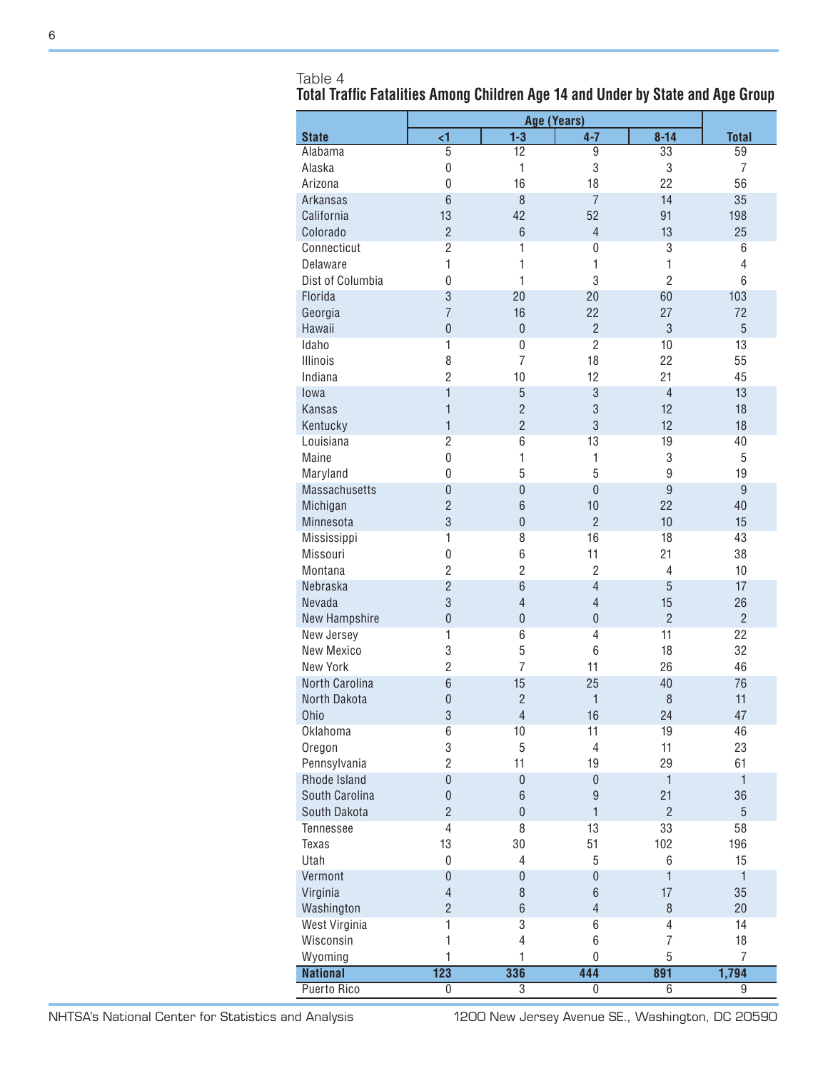Table 4
**Total Traffic Fatalities Among Children Age 14 and Under by State and Age Group**

| State | Age (Years) | | | | Total |
|---|---|---|---|---|---|
| | <1 | 1-3 | 4-7 | 8-14 | |
| Alabama | 5 | 12 | 9 | 33 | 59 |
| Alaska | 0 | 1 | 3 | 3 | 7 |
| Arizona | 0 | 16 | 18 | 22 | 56 |
| Arkansas | 6 | 8 | 7 | 14 | 35 |
| California | 13 | 42 | 52 | 91 | 198 |
| Colorado | 2 | 6 | 4 | 13 | 25 |
| Connecticut | 2 | 1 | 0 | 3 | 6 |
| Delaware | 1 | 1 | 1 | 1 | 4 |
| Dist of Columbia | 0 | 1 | 3 | 2 | 6 |
| Florida | 3 | 20 | 20 | 60 | 103 |
| Georgia | 7 | 16 | 22 | 27 | 72 |
| Hawaii | 0 | 0 | 2 | 3 | 5 |
| Idaho | 1 | 0 | 2 | 10 | 13 |
| Illinois | 8 | 7 | 18 | 22 | 55 |
| Indiana | 2 | 10 | 12 | 21 | 45 |
| Iowa | 1 | 5 | 3 | 4 | 13 |
| Kansas | 1 | 2 | 3 | 12 | 18 |
| Kentucky | 1 | 2 | 3 | 12 | 18 |
| Louisiana | 2 | 6 | 13 | 19 | 40 |
| Maine | 0 | 1 | 1 | 3 | 5 |
| Maryland | 0 | 5 | 5 | 9 | 19 |
| Massachusetts | 0 | 0 | 0 | 9 | 9 |
| Michigan | 2 | 6 | 10 | 22 | 40 |
| Minnesota | 3 | 0 | 2 | 10 | 15 |
| Mississippi | 1 | 8 | 16 | 18 | 43 |
| Missouri | 0 | 6 | 11 | 21 | 38 |
| Montana | 2 | 2 | 2 | 4 | 10 |
| Nebraska | 2 | 6 | 4 | 5 | 17 |
| Nevada | 3 | 4 | 4 | 15 | 26 |
| New Hampshire | 0 | 0 | 0 | 2 | 2 |
| New Jersey | 1 | 6 | 4 | 11 | 22 |
| New Mexico | 3 | 5 | 6 | 18 | 32 |
| New York | 2 | 7 | 11 | 26 | 46 |
| North Carolina | 6 | 15 | 25 | 40 | 76 |
| North Dakota | 0 | 2 | 1 | 8 | 11 |
| Ohio | 3 | 4 | 16 | 24 | 47 |
| Oklahoma | 6 | 10 | 11 | 19 | 46 |
| Oregon | 3 | 5 | 4 | 11 | 23 |
| Pennsylvania | 2 | 11 | 19 | 29 | 61 |
| Rhode Island | 0 | 0 | 0 | 1 | 1 |
| South Carolina | 0 | 6 | 9 | 21 | 36 |
| South Dakota | 2 | 0 | 1 | 2 | 5 |
| Tennessee | 4 | 8 | 13 | 33 | 58 |
| Texas | 13 | 30 | 51 | 102 | 196 |
| Utah | 0 | 4 | 5 | 6 | 15 |
| Vermont | 0 | 0 | 0 | 1 | 1 |
| Virginia | 4 | 8 | 6 | 17 | 35 |
| Washington | 2 | 6 | 4 | 8 | 20 |
| West Virginia | 1 | 3 | 6 | 4 | 14 |
| Wisconsin | 1 | 4 | 6 | 7 | 18 |
| Wyoming | 1 | 1 | 0 | 5 | 7 |
| **National** | **123** | **336** | **444** | **891** | **1,794** |
| Puerto Rico | 0 | 3 | 0 | 6 | 9 |